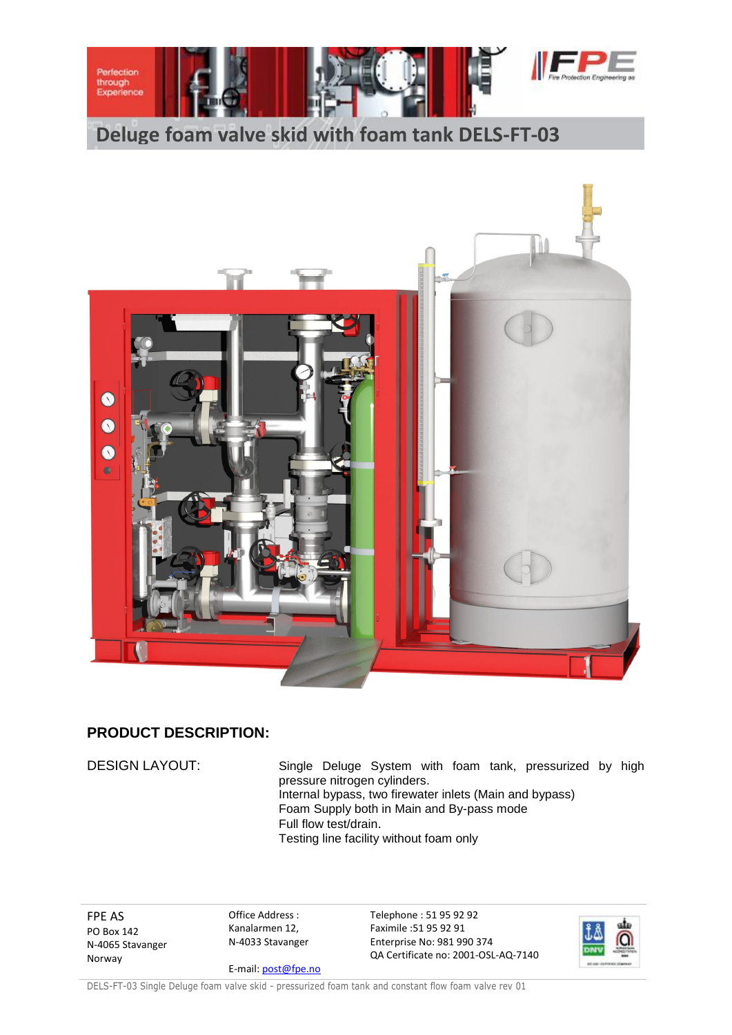# Deluge foam valve skid with foam tank DELS-FT-03

## PRODUCT DESCRIPTION:

DESIGN LAYOUT:

Single Deluge System with foam tank, pressurized by high pressure nitrogen cylinders.
Internal bypass, two firewater inlets (Main and bypass)
Foam Supply both in Main and By-pass mode
Full flow test/drain.
Testing line facility without foam only

FPE AS
PO Box 142
N-4065 Stavanger
Norway

Office Address :
Kanalarmen 12,
N-4033 Stavanger

E-mail: post@fpe.no

Telephone : 51 95 92 92
Faximile :51 95 92 91
Enterprise No: 981 990 374
QA Certificate no: 2001-OSL-AQ-7140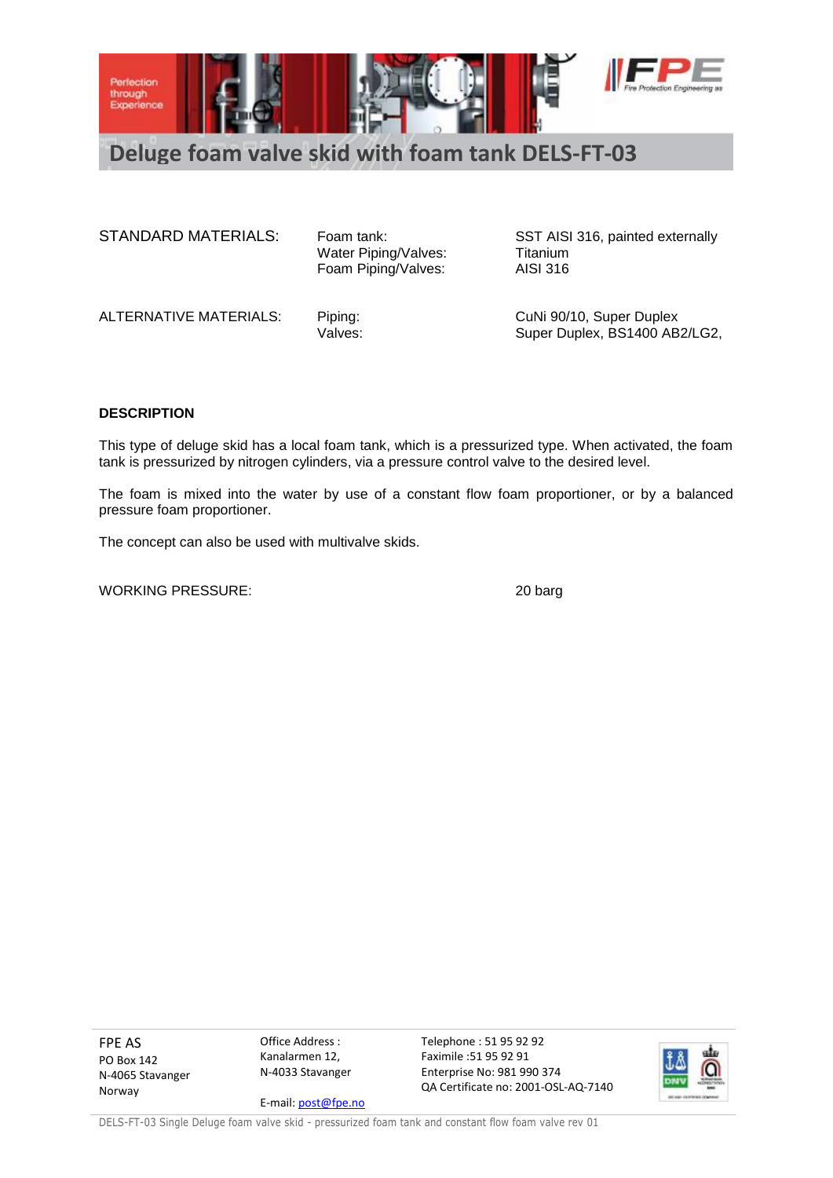# Deluge foam valve skid with foam tank DELS-FT-03

| | | |
|---|---|---|
| STANDARD MATERIALS: | Foam tank: | SST AISI 316, painted externally |
| | Water Piping/Valves: | Titanium |
| | Foam Piping/Valves: | AISI 316 |
| ALTERNATIVE MATERIALS: | Piping: | CuNi 90/10, Super Duplex |
| | Valves: | Super Duplex, BS1400 AB2/LG2, |

**DESCRIPTION**

This type of deluge skid has a local foam tank, which is a pressurized type. When activated, the foam tank is pressurized by nitrogen cylinders, via a pressure control valve to the desired level.

The foam is mixed into the water by use of a constant flow foam proportioner, or by a balanced pressure foam proportioner.

The concept can also be used with multivalve skids.

WORKING PRESSURE: 20 barg

FPE AS
PO Box 142
N-4065 Stavanger
Norway

Office Address :
Kanalarmen 12,
N-4033 Stavanger

E-mail: post@fpe.no

Telephone : 51 95 92 92
Faximile :51 95 92 91
Enterprise No: 981 990 374
QA Certificate no: 2001-OSL-AQ-7140

DELS-FT-03 Single Deluge foam valve skid - pressurized foam tank and constant flow foam valve rev 01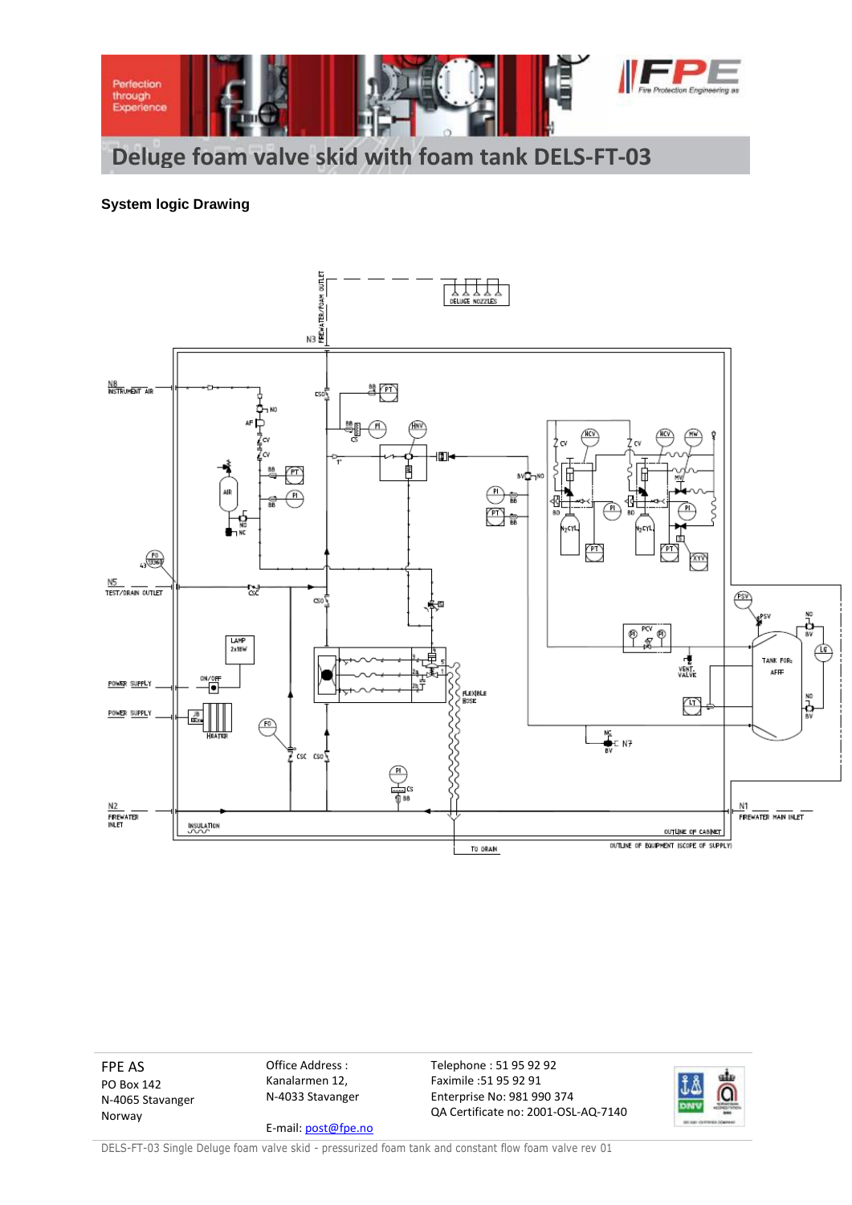# Deluge foam valve skid with foam tank DELS-FT-03

**System logic Drawing**

FPE AS
PO Box 142
N-4065 Stavanger
Norway

Office Address :
Kanalarmen 12,
N-4033 Stavanger

E-mail: post@fpe.no

Telephone : 51 95 92 92
Faximile :51 95 92 91
Enterprise No: 981 990 374
QA Certificate no: 2001-OSL-AQ-7140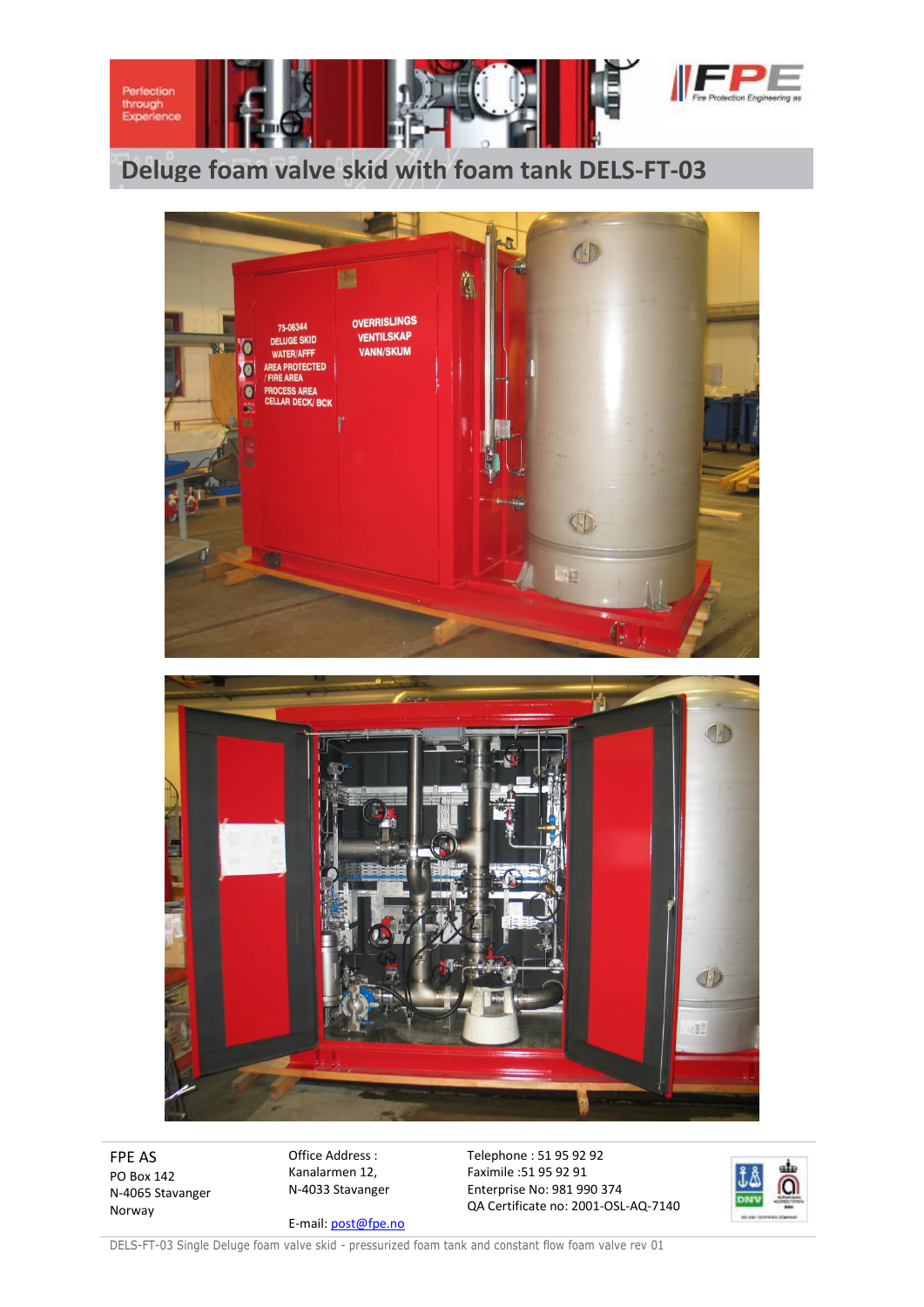# Deluge foam valve skid with foam tank DELS-FT-03

FPE AS
PO Box 142
N-4065 Stavanger
Norway

Office Address :
Kanalarmen 12,
N-4033 Stavanger

E-mail: post@fpe.no

Telephone : 51 95 92 92
Faximile :51 95 92 91
Enterprise No: 981 990 374
QA Certificate no: 2001-OSL-AQ-7140

DELS-FT-03 Single Deluge foam valve skid - pressurized foam tank and constant flow foam valve rev 01